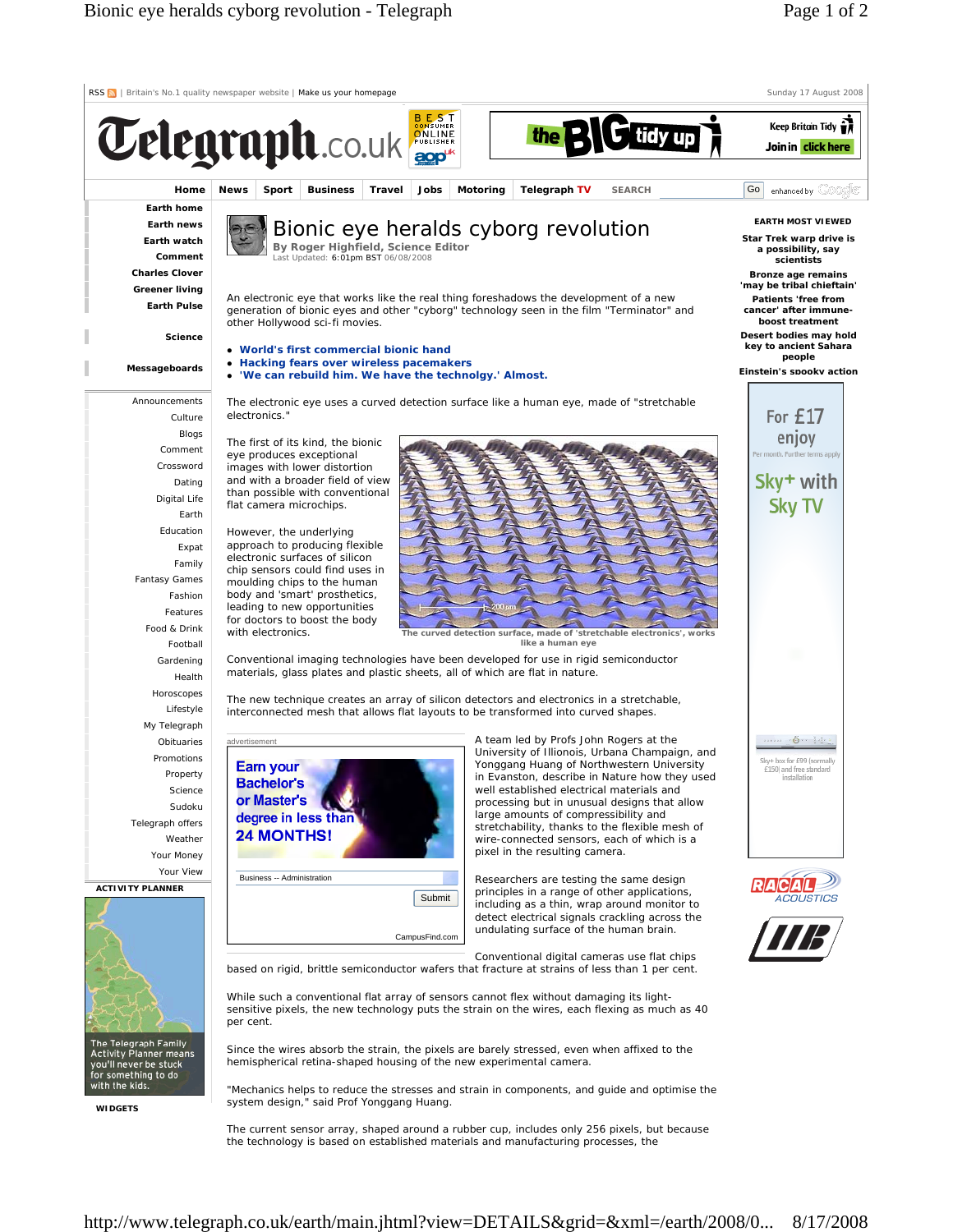# Bionic eye heralds cyborg revolution

**By Roger Highfield, Science Editor**
Last Updated: 6:01pm BST 06/08/2008

An electronic eye that works like the real thing foreshadows the development of a new generation of bionic eyes and other "cyborg" technology seen in the film "Terminator" and other Hollywood sci-fi movies.

- **World's first commercial bionic hand**
- **Hacking fears over wireless pacemakers**
- **'We can rebuild him. We have the technolgy.' Almost.**

The electronic eye uses a curved detection surface like a human eye, made of "stretchable electronics."

The first of its kind, the bionic eye produces exceptional images with lower distortion and with a broader field of view than possible with conventional flat camera microchips.

However, the underlying approach to producing flexible electronic surfaces of silicon chip sensors could find uses in moulding chips to the human body and 'smart' prosthetics, leading to new opportunities for doctors to boost the body with electronics.

The curved detection surface, made of 'stretchable electronics', works like a human eye

Conventional imaging technologies have been developed for use in rigid semiconductor materials, glass plates and plastic sheets, all of which are flat in nature.

The new technique creates an array of silicon detectors and electronics in a stretchable, interconnected mesh that allows flat layouts to be transformed into curved shapes.

A team led by Profs John Rogers at the University of Illionois, Urbana Champaign, and Yonggang Huang of Northwestern University in Evanston, describe in Nature how they used well established electrical materials and processing but in unusual designs that allow large amounts of compressibility and stretchability, thanks to the flexible mesh of wire-connected sensors, each of which is a pixel in the resulting camera.

Researchers are testing the same design principles in a range of other applications, including as a thin, wrap around monitor to detect electrical signals crackling across the undulating surface of the human brain.

Conventional digital cameras use flat chips based on rigid, brittle semiconductor wafers that fracture at strains of less than 1 per cent.

While such a conventional flat array of sensors cannot flex without damaging its light-sensitive pixels, the new technology puts the strain on the wires, each flexing as much as 40 per cent.

Since the wires absorb the strain, the pixels are barely stressed, even when affixed to the hemispherical retina-shaped housing of the new experimental camera.

"Mechanics helps to reduce the stresses and strain in components, and guide and optimise the system design," said Prof Yonggang Huang.

The current sensor array, shaped around a rubber cup, includes only 256 pixels, but because the technology is based on established materials and manufacturing processes, the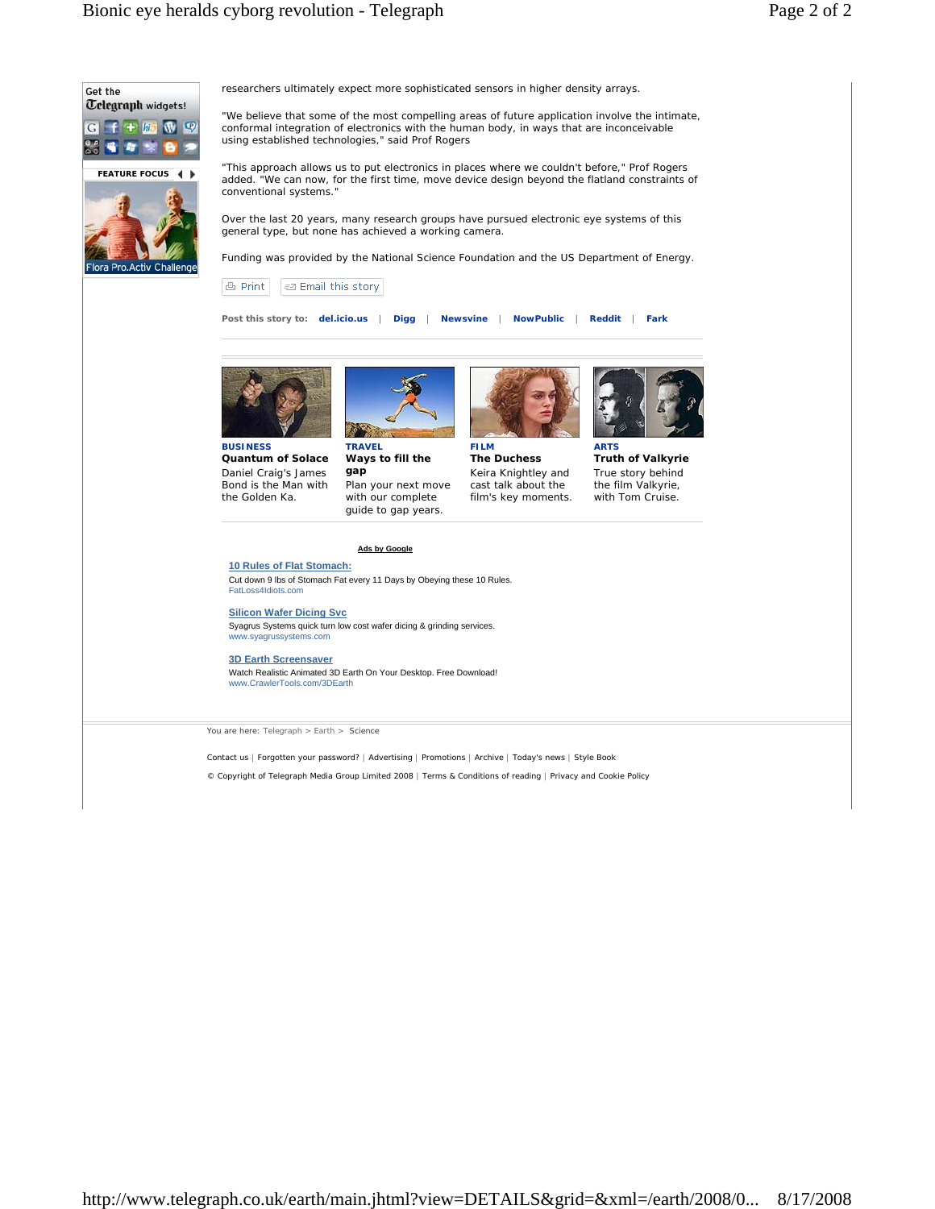Get the Telegraph widgets!

FEATURE FOCUS

Flora Pro.Activ Challenge

researchers ultimately expect more sophisticated sensors in higher density arrays.

"We believe that some of the most compelling areas of future application involve the intimate, conformal integration of electronics with the human body, in ways that are inconceivable using established technologies," said Prof Rogers

"This approach allows us to put electronics in places where we couldn't before," Prof Rogers added. "We can now, for the first time, move device design beyond the flatland constraints of conventional systems."

Over the last 20 years, many research groups have pursued electronic eye systems of this general type, but none has achieved a working camera.

Funding was provided by the National Science Foundation and the US Department of Energy.

Print | Email this story

**Post this story to:** del.icio.us | Digg | Newsvine | NowPublic | Reddit | Fark

---

**BUSINESS**
**Quantum of Solace**
Daniel Craig's James Bond is the Man with the Golden Ka.

**TRAVEL**
**Ways to fill the gap**
Plan your next move with our complete guide to gap years.

**FILM**
**The Duchess**
Keira Knightley and cast talk about the film's key moments.

**ARTS**
**Truth of Valkyrie**
True story behind the film Valkyrie, with Tom Cruise.

---

Ads by Google

**10 Rules of Flat Stomach:**
Cut down 9 lbs of Stomach Fat every 11 Days by Obeying these 10 Rules.
FatLoss4Idiots.com

**Silicon Wafer Dicing Svc**
Syagrus Systems quick turn low cost wafer dicing & grinding services.
www.syagrussystems.com

**3D Earth Screensaver**
Watch Realistic Animated 3D Earth On Your Desktop. Free Download!
www.CrawlerTools.com/3DEarth

---

You are here: Telegraph > Earth > Science

Contact us | Forgotten your password? | Advertising | Promotions | Archive | Today's news | Style Book

© Copyright of Telegraph Media Group Limited 2008 | Terms & Conditions of reading | Privacy and Cookie Policy